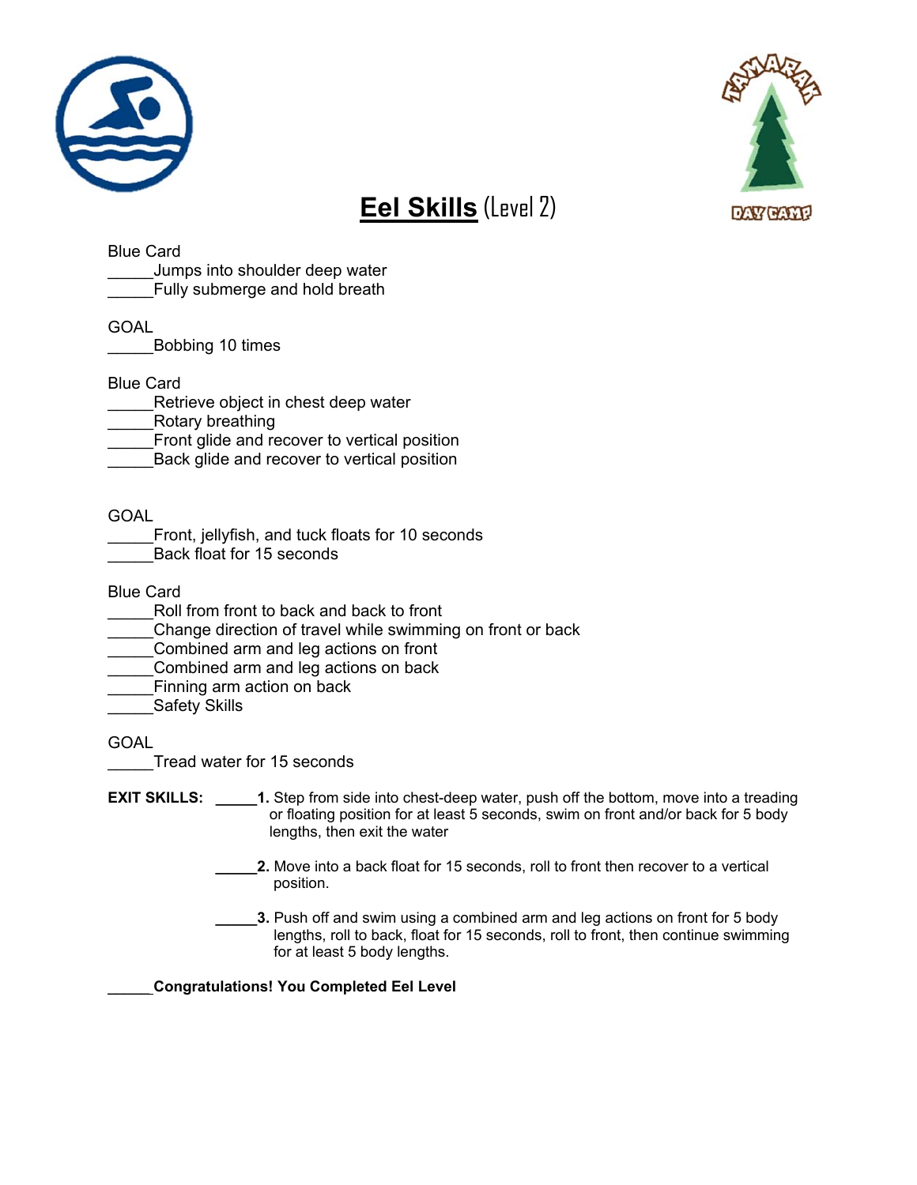# Eel Skills (Level 2)

Blue Card
_____Jumps into shoulder deep water
_____Fully submerge and hold breath

GOAL
_____Bobbing 10 times

Blue Card
_____Retrieve object in chest deep water
_____Rotary breathing
_____Front glide and recover to vertical position
_____Back glide and recover to vertical position

GOAL
_____Front, jellyfish, and tuck floats for 10 seconds
_____Back float for 15 seconds

Blue Card
_____Roll from front to back and back to front
_____Change direction of travel while swimming on front or back
_____Combined arm and leg actions on front
_____Combined arm and leg actions on back
_____Finning arm action on back
_____Safety Skills

GOAL
_____Tread water for 15 seconds

**EXIT SKILLS:** _____**1.** Step from side into chest-deep water, push off the bottom, move into a treading or floating position for at least 5 seconds, swim on front and/or back for 5 body lengths, then exit the water

_____**2.** Move into a back float for 15 seconds, roll to front then recover to a vertical position.

_____**3.** Push off and swim using a combined arm and leg actions on front for 5 body lengths, roll to back, float for 15 seconds, roll to front, then continue swimming for at least 5 body lengths.

_____**Congratulations! You Completed Eel Level**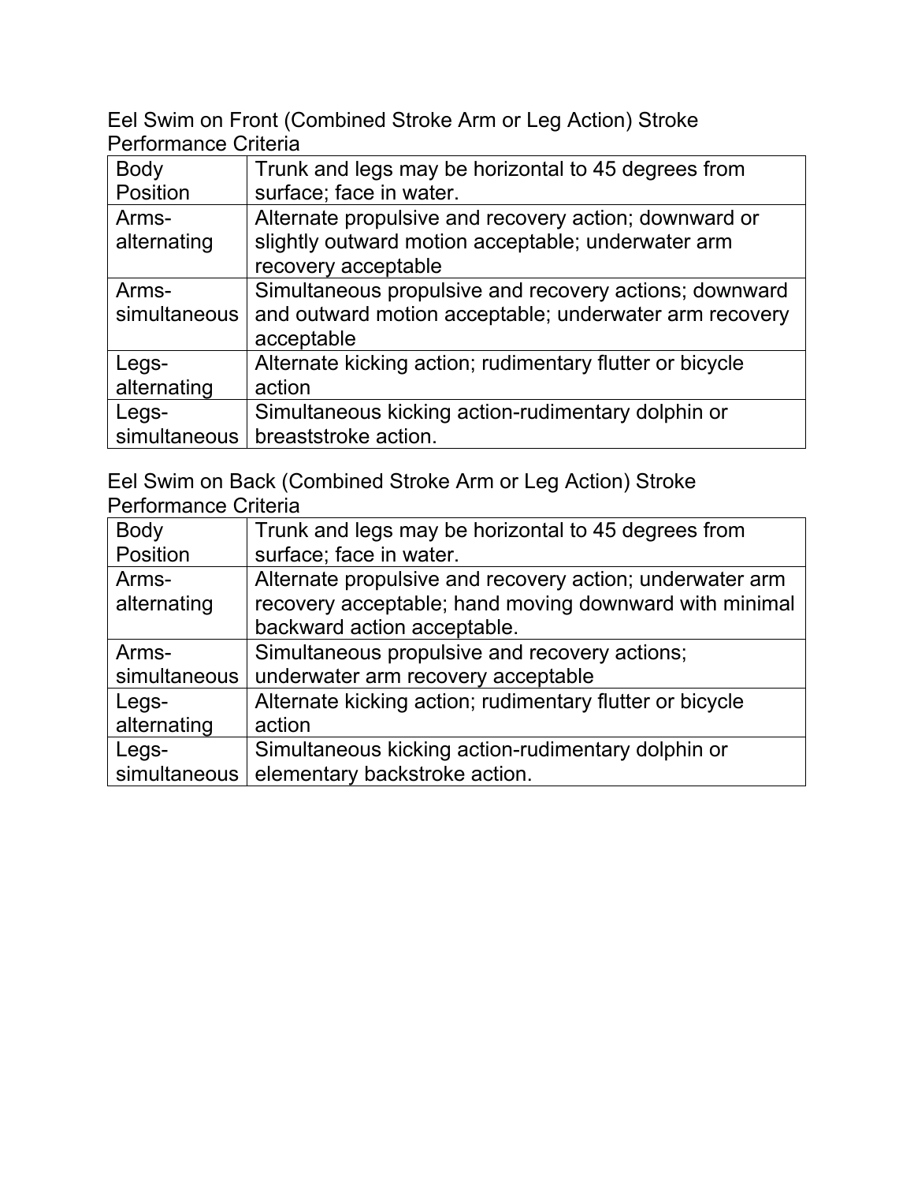Eel Swim on Front (Combined Stroke Arm or Leg Action) Stroke Performance Criteria

| | |
|---|---|
| Body Position | Trunk and legs may be horizontal to 45 degrees from surface; face in water. |
| Arms-alternating | Alternate propulsive and recovery action; downward or slightly outward motion acceptable; underwater arm recovery acceptable |
| Arms-simultaneous | Simultaneous propulsive and recovery actions; downward and outward motion acceptable; underwater arm recovery acceptable |
| Legs-alternating | Alternate kicking action; rudimentary flutter or bicycle action |
| Legs-simultaneous | Simultaneous kicking action-rudimentary dolphin or breaststroke action. |

Eel Swim on Back (Combined Stroke Arm or Leg Action) Stroke Performance Criteria

| | |
|---|---|
| Body Position | Trunk and legs may be horizontal to 45 degrees from surface; face in water. |
| Arms-alternating | Alternate propulsive and recovery action; underwater arm recovery acceptable; hand moving downward with minimal backward action acceptable. |
| Arms-simultaneous | Simultaneous propulsive and recovery actions; underwater arm recovery acceptable |
| Legs-alternating | Alternate kicking action; rudimentary flutter or bicycle action |
| Legs-simultaneous | Simultaneous kicking action-rudimentary dolphin or elementary backstroke action. |